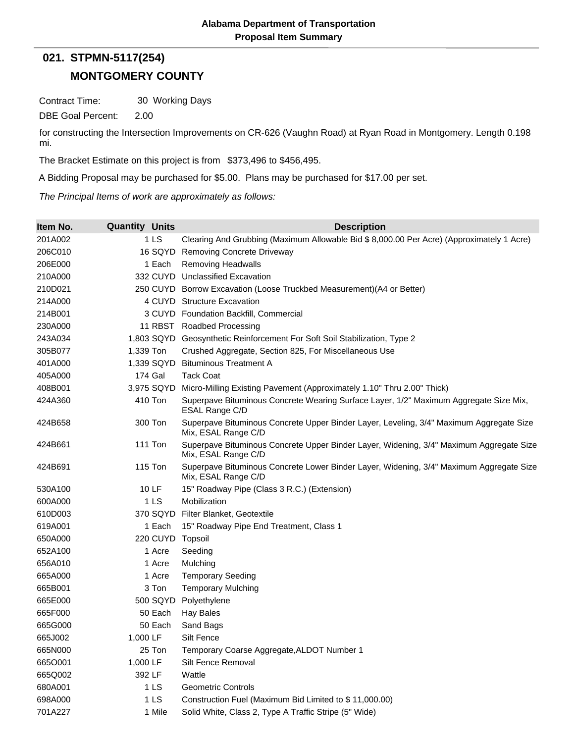**Alabama Department of Transportation**
**Proposal Item Summary**

## 021. STPMN-5117(254)

## MONTGOMERY COUNTY

Contract Time: 30 Working Days

DBE Goal Percent: 2.00

for constructing the Intersection Improvements on CR-626 (Vaughn Road) at Ryan Road in Montgomery. Length 0.198 mi.

The Bracket Estimate on this project is from $373,496 to $456,495.

A Bidding Proposal may be purchased for $5.00. Plans may be purchased for $17.00 per set.

*The Principal Items of work are approximately as follows:*

| Item No. | Quantity | Units | Description |
|---|---|---|---|
| 201A002 | 1 | LS | Clearing And Grubbing (Maximum Allowable Bid $ 8,000.00 Per Acre) (Approximately 1 Acre) |
| 206C010 | 16 | SQYD | Removing Concrete Driveway |
| 206E000 | 1 | Each | Removing Headwalls |
| 210A000 | 332 | CUYD | Unclassified Excavation |
| 210D021 | 250 | CUYD | Borrow Excavation (Loose Truckbed Measurement)(A4 or Better) |
| 214A000 | 4 | CUYD | Structure Excavation |
| 214B001 | 3 | CUYD | Foundation Backfill, Commercial |
| 230A000 | 11 | RBST | Roadbed Processing |
| 243A034 | 1,803 | SQYD | Geosynthetic Reinforcement For Soft Soil Stabilization, Type 2 |
| 305B077 | 1,339 | Ton | Crushed Aggregate, Section 825, For Miscellaneous Use |
| 401A000 | 1,339 | SQYD | Bituminous Treatment A |
| 405A000 | 174 | Gal | Tack Coat |
| 408B001 | 3,975 | SQYD | Micro-Milling Existing Pavement (Approximately 1.10" Thru 2.00" Thick) |
| 424A360 | 410 | Ton | Superpave Bituminous Concrete Wearing Surface Layer, 1/2" Maximum Aggregate Size Mix, ESAL Range C/D |
| 424B658 | 300 | Ton | Superpave Bituminous Concrete Upper Binder Layer, Leveling, 3/4" Maximum Aggregate Size Mix, ESAL Range C/D |
| 424B661 | 111 | Ton | Superpave Bituminous Concrete Upper Binder Layer, Widening, 3/4" Maximum Aggregate Size Mix, ESAL Range C/D |
| 424B691 | 115 | Ton | Superpave Bituminous Concrete Lower Binder Layer, Widening, 3/4" Maximum Aggregate Size Mix, ESAL Range C/D |
| 530A100 | 10 | LF | 15" Roadway Pipe (Class 3 R.C.) (Extension) |
| 600A000 | 1 | LS | Mobilization |
| 610D003 | 370 | SQYD | Filter Blanket, Geotextile |
| 619A001 | 1 | Each | 15" Roadway Pipe End Treatment, Class 1 |
| 650A000 | 220 | CUYD | Topsoil |
| 652A100 | 1 | Acre | Seeding |
| 656A010 | 1 | Acre | Mulching |
| 665A000 | 1 | Acre | Temporary Seeding |
| 665B001 | 3 | Ton | Temporary Mulching |
| 665E000 | 500 | SQYD | Polyethylene |
| 665F000 | 50 | Each | Hay Bales |
| 665G000 | 50 | Each | Sand Bags |
| 665J002 | 1,000 | LF | Silt Fence |
| 665N000 | 25 | Ton | Temporary Coarse Aggregate,ALDOT Number 1 |
| 665O001 | 1,000 | LF | Silt Fence Removal |
| 665Q002 | 392 | LF | Wattle |
| 680A001 | 1 | LS | Geometric Controls |
| 698A000 | 1 | LS | Construction Fuel (Maximum Bid Limited to $ 11,000.00) |
| 701A227 | 1 | Mile | Solid White, Class 2, Type A Traffic Stripe (5" Wide) |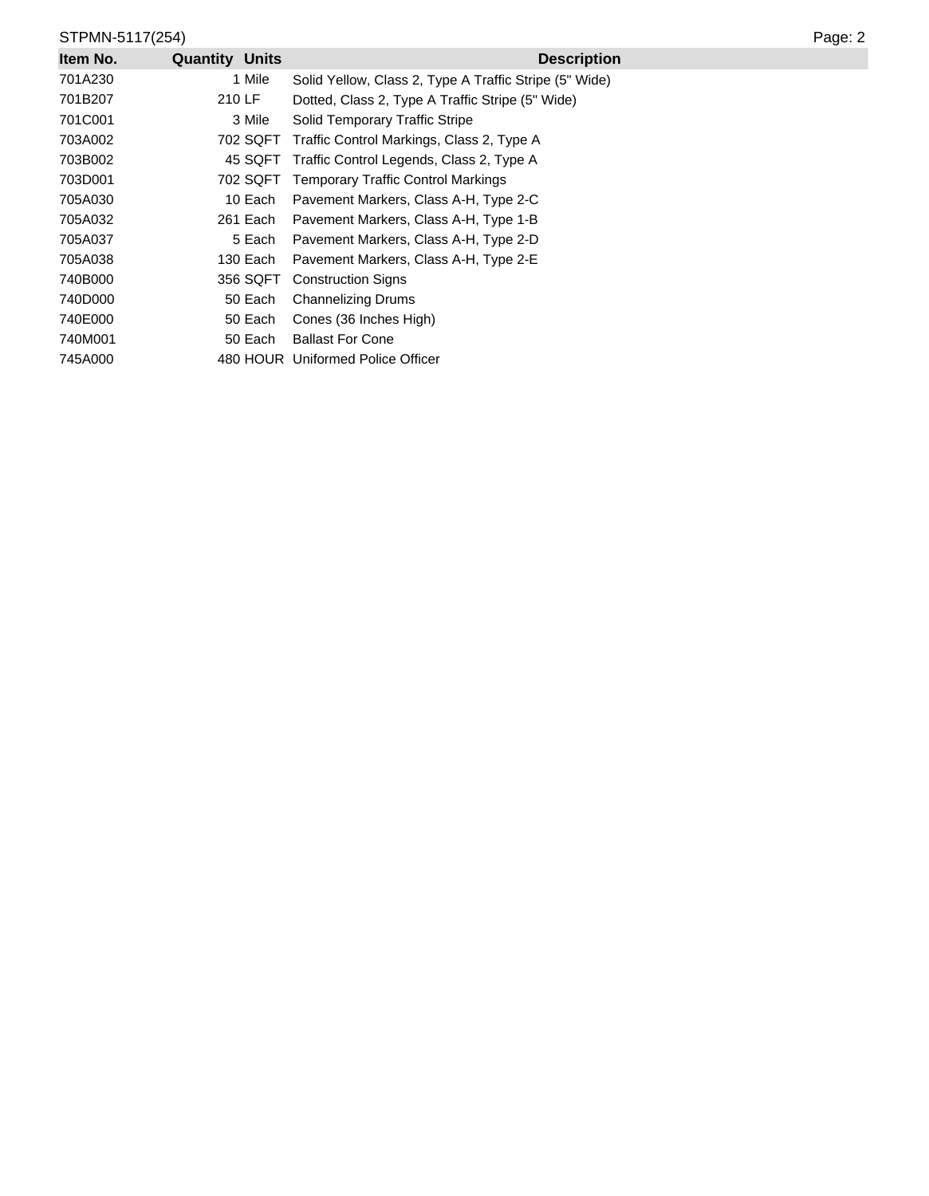| Item No. | Quantity | Units | Description |
|---|---|---|---|
| 701A230 | 1 | Mile | Solid Yellow, Class 2, Type A Traffic Stripe (5" Wide) |
| 701B207 | 210 | LF | Dotted, Class 2, Type A Traffic Stripe (5" Wide) |
| 701C001 | 3 | Mile | Solid Temporary Traffic Stripe |
| 703A002 | 702 | SQFT | Traffic Control Markings, Class 2, Type A |
| 703B002 | 45 | SQFT | Traffic Control Legends, Class 2, Type A |
| 703D001 | 702 | SQFT | Temporary Traffic Control Markings |
| 705A030 | 10 | Each | Pavement Markers, Class A-H, Type 2-C |
| 705A032 | 261 | Each | Pavement Markers, Class A-H, Type 1-B |
| 705A037 | 5 | Each | Pavement Markers, Class A-H, Type 2-D |
| 705A038 | 130 | Each | Pavement Markers, Class A-H, Type 2-E |
| 740B000 | 356 | SQFT | Construction Signs |
| 740D000 | 50 | Each | Channelizing Drums |
| 740E000 | 50 | Each | Cones (36 Inches High) |
| 740M001 | 50 | Each | Ballast For Cone |
| 745A000 | 480 | HOUR | Uniformed Police Officer |